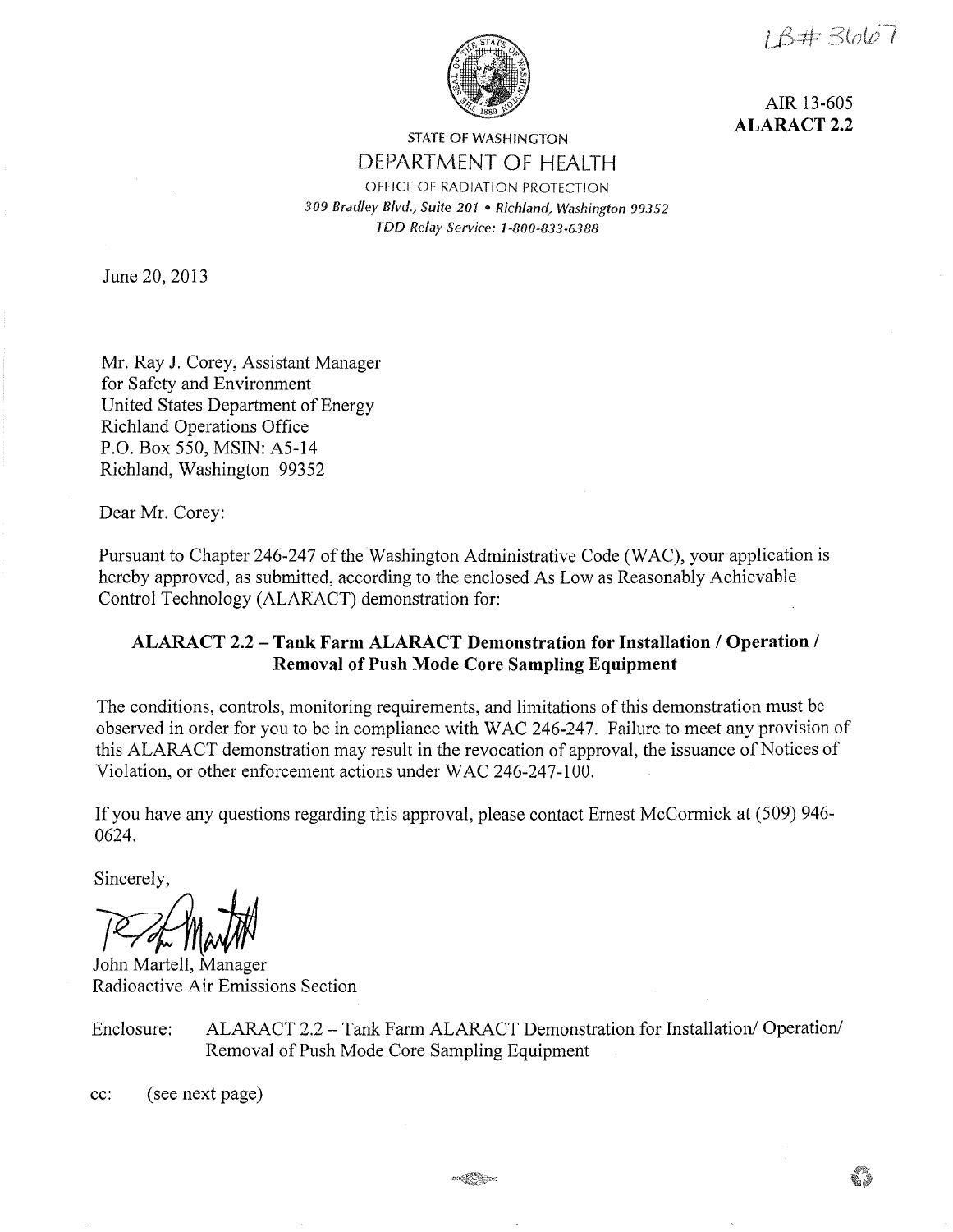LB# 36067

AIR 13-605
**ALARACT 2.2**

STATE OF WASHINGTON
DEPARTMENT OF HEALTH
OFFICE OF RADIATION PROTECTION
*309 Bradley Blvd., Suite 201 • Richland, Washington 99352*
*TDD Relay Service: 1-800-833-6388*

June 20, 2013

Mr. Ray J. Corey, Assistant Manager
for Safety and Environment
United States Department of Energy
Richland Operations Office
P.O. Box 550, MSIN: A5-14
Richland, Washington 99352

Dear Mr. Corey:

Pursuant to Chapter 246-247 of the Washington Administrative Code (WAC), your application is hereby approved, as submitted, according to the enclosed As Low as Reasonably Achievable Control Technology (ALARACT) demonstration for:

**ALARACT 2.2 – Tank Farm ALARACT Demonstration for Installation / Operation / Removal of Push Mode Core Sampling Equipment**

The conditions, controls, monitoring requirements, and limitations of this demonstration must be observed in order for you to be in compliance with WAC 246-247. Failure to meet any provision of this ALARACT demonstration may result in the revocation of approval, the issuance of Notices of Violation, or other enforcement actions under WAC 246-247-100.

If you have any questions regarding this approval, please contact Ernest McCormick at (509) 946-0624.

Sincerely,

John Martell, Manager
Radioactive Air Emissions Section

Enclosure: ALARACT 2.2 – Tank Farm ALARACT Demonstration for Installation/ Operation/ Removal of Push Mode Core Sampling Equipment

cc: (see next page)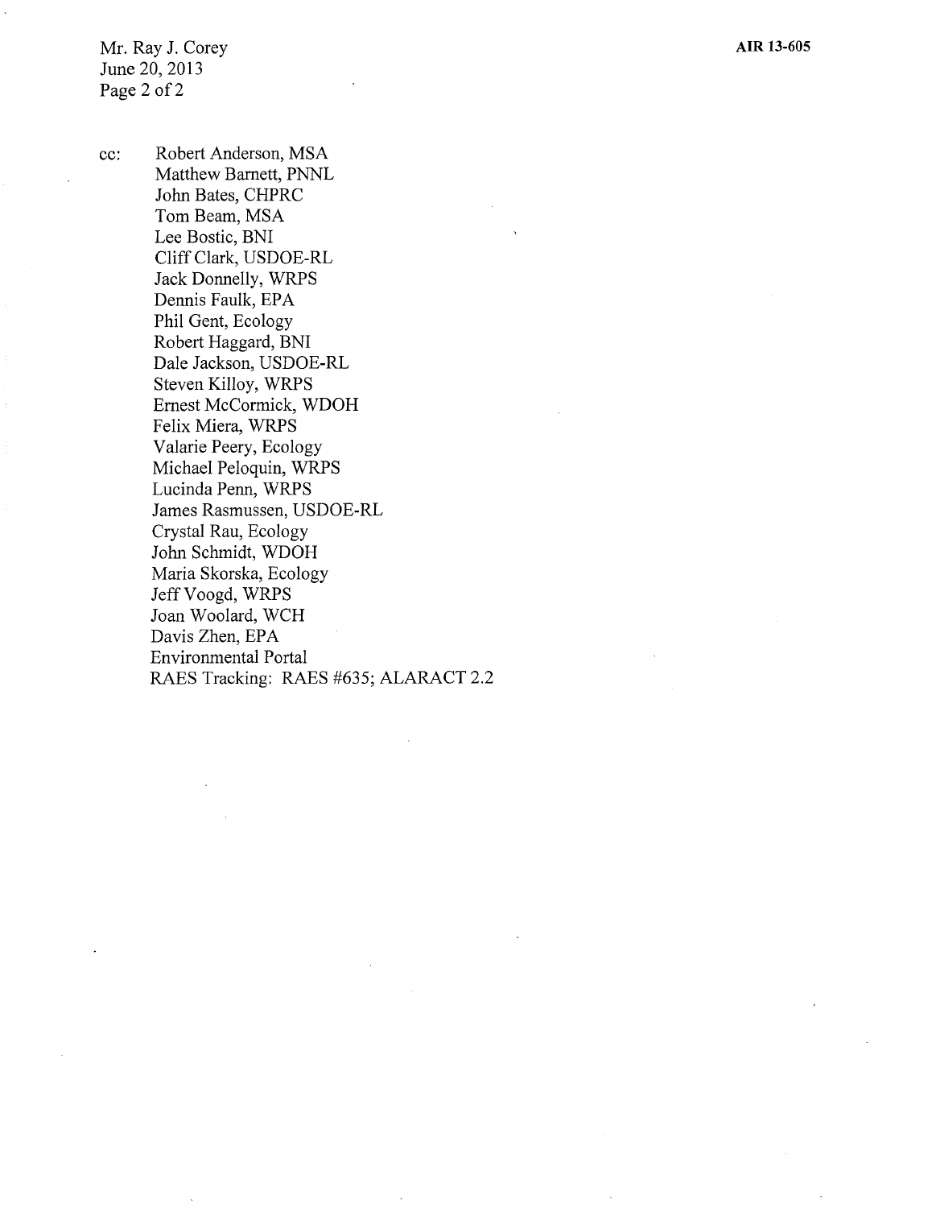cc: Robert Anderson, MSA
Matthew Barnett, PNNL
John Bates, CHPRC
Tom Beam, MSA
Lee Bostic, BNI
Cliff Clark, USDOE-RL
Jack Donnelly, WRPS
Dennis Faulk, EPA
Phil Gent, Ecology
Robert Haggard, BNI
Dale Jackson, USDOE-RL
Steven Killoy, WRPS
Ernest McCormick, WDOH
Felix Miera, WRPS
Valarie Peery, Ecology
Michael Peloquin, WRPS
Lucinda Penn, WRPS
James Rasmussen, USDOE-RL
Crystal Rau, Ecology
John Schmidt, WDOH
Maria Skorska, Ecology
Jeff Voogd, WRPS
Joan Woolard, WCH
Davis Zhen, EPA
Environmental Portal
RAES Tracking: RAES #635; ALARACT 2.2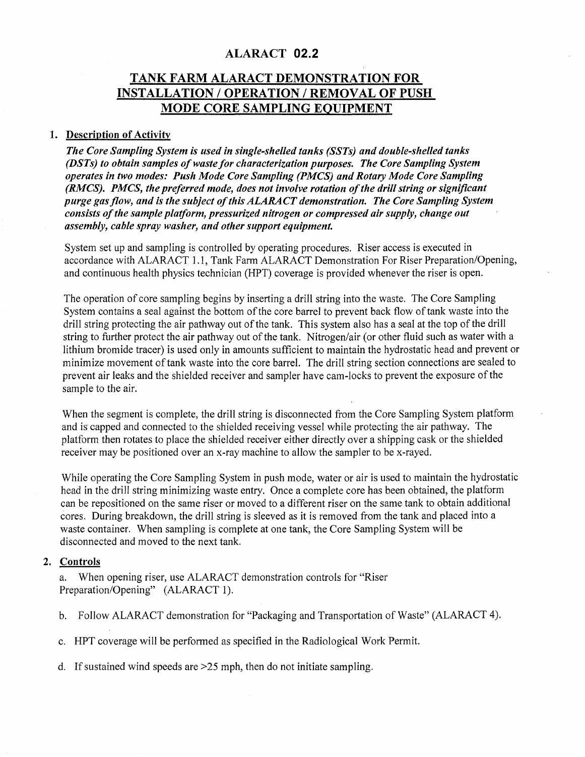# ALARACT 02.2

## TANK FARM ALARACT DEMONSTRATION FOR INSTALLATION / OPERATION / REMOVAL OF PUSH MODE CORE SAMPLING EQUIPMENT

### 1. Description of Activity

***The Core Sampling System is used in single-shelled tanks (SSTs) and double-shelled tanks (DSTs) to obtain samples of waste for characterization purposes. The Core Sampling System operates in two modes: Push Mode Core Sampling (PMCS) and Rotary Mode Core Sampling (RMCS). PMCS, the preferred mode, does not involve rotation of the drill string or significant purge gas flow, and is the subject of this ALARACT demonstration. The Core Sampling System consists of the sample platform, pressurized nitrogen or compressed air supply, change out assembly, cable spray washer, and other support equipment.***

System set up and sampling is controlled by operating procedures. Riser access is executed in accordance with ALARACT 1.1, Tank Farm ALARACT Demonstration For Riser Preparation/Opening, and continuous health physics technician (HPT) coverage is provided whenever the riser is open.

The operation of core sampling begins by inserting a drill string into the waste. The Core Sampling System contains a seal against the bottom of the core barrel to prevent back flow of tank waste into the drill string protecting the air pathway out of the tank. This system also has a seal at the top of the drill string to further protect the air pathway out of the tank. Nitrogen/air (or other fluid such as water with a lithium bromide tracer) is used only in amounts sufficient to maintain the hydrostatic head and prevent or minimize movement of tank waste into the core barrel. The drill string section connections are sealed to prevent air leaks and the shielded receiver and sampler have cam-locks to prevent the exposure of the sample to the air.

When the segment is complete, the drill string is disconnected from the Core Sampling System platform and is capped and connected to the shielded receiving vessel while protecting the air pathway. The platform then rotates to place the shielded receiver either directly over a shipping cask or the shielded receiver may be positioned over an x-ray machine to allow the sampler to be x-rayed.

While operating the Core Sampling System in push mode, water or air is used to maintain the hydrostatic head in the drill string minimizing waste entry. Once a complete core has been obtained, the platform can be repositioned on the same riser or moved to a different riser on the same tank to obtain additional cores. During breakdown, the drill string is sleeved as it is removed from the tank and placed into a waste container. When sampling is complete at one tank, the Core Sampling System will be disconnected and moved to the next tank.

### 2. Controls

a. When opening riser, use ALARACT demonstration controls for "Riser Preparation/Opening" (ALARACT 1).

b. Follow ALARACT demonstration for "Packaging and Transportation of Waste" (ALARACT 4).

c. HPT coverage will be performed as specified in the Radiological Work Permit.

d. If sustained wind speeds are >25 mph, then do not initiate sampling.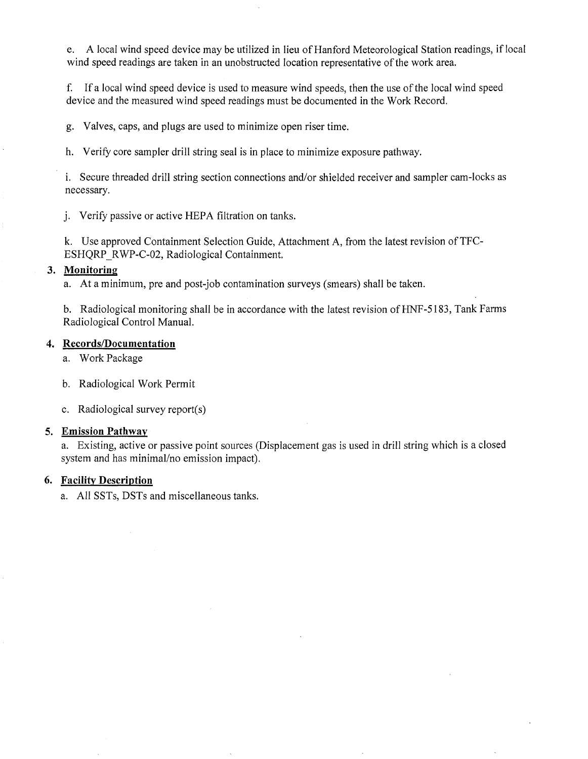e. A local wind speed device may be utilized in lieu of Hanford Meteorological Station readings, if local wind speed readings are taken in an unobstructed location representative of the work area.

f. If a local wind speed device is used to measure wind speeds, then the use of the local wind speed device and the measured wind speed readings must be documented in the Work Record.

g. Valves, caps, and plugs are used to minimize open riser time.

h. Verify core sampler drill string seal is in place to minimize exposure pathway.

i. Secure threaded drill string section connections and/or shielded receiver and sampler cam-locks as necessary.

j. Verify passive or active HEPA filtration on tanks.

k. Use approved Containment Selection Guide, Attachment A, from the latest revision of TFC-ESHQRP_RWP-C-02, Radiological Containment.

**3. Monitoring**

a. At a minimum, pre and post-job contamination surveys (smears) shall be taken.

b. Radiological monitoring shall be in accordance with the latest revision of HNF-5183, Tank Farms Radiological Control Manual.

**4. Records/Documentation**

a. Work Package

b. Radiological Work Permit

c. Radiological survey report(s)

**5. Emission Pathway**

a. Existing, active or passive point sources (Displacement gas is used in drill string which is a closed system and has minimal/no emission impact).

**6. Facility Description**

a. All SSTs, DSTs and miscellaneous tanks.